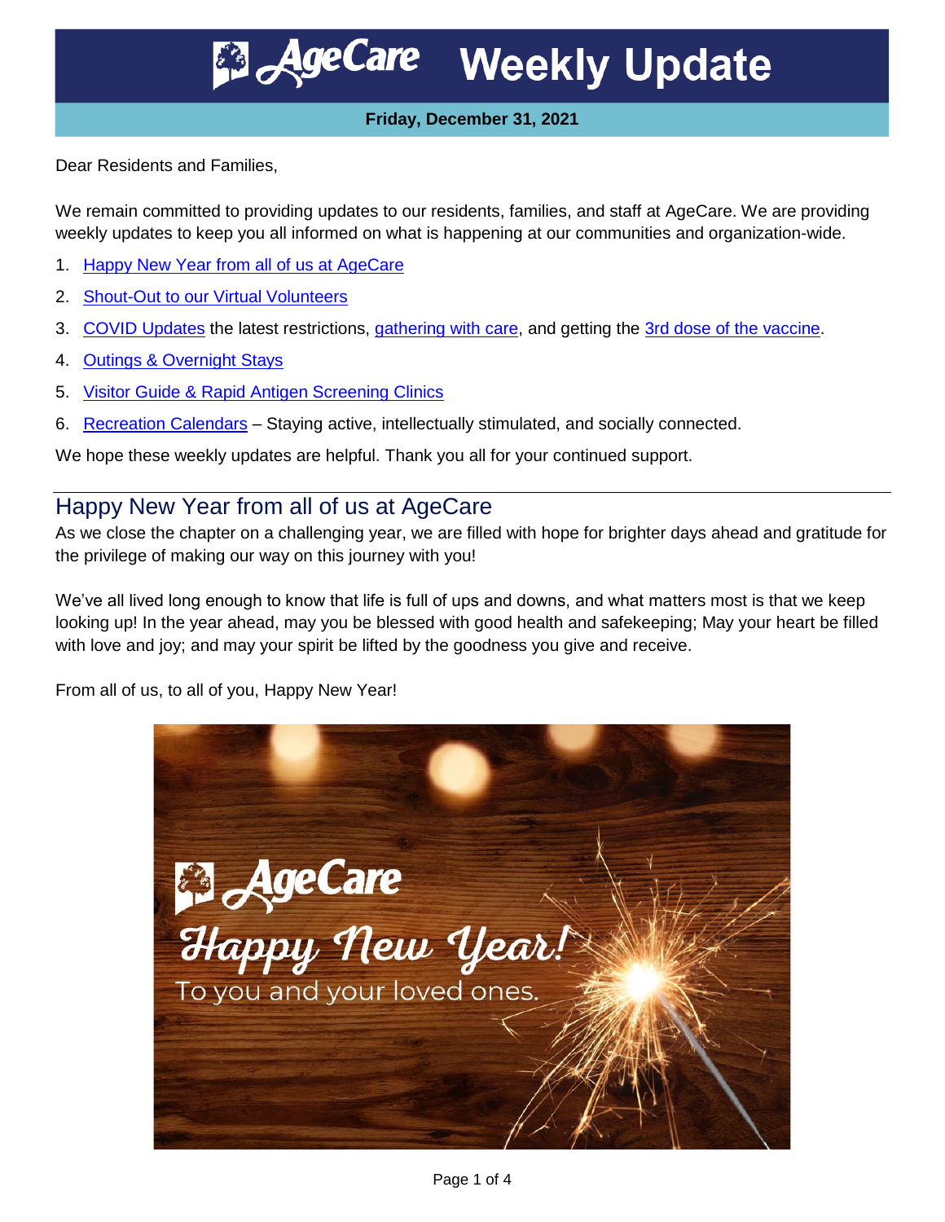# AgeCare Weekly Update

**Friday, December 31, 2021**

Dear Residents and Families,

We remain committed to providing updates to our residents, families, and staff at AgeCare. We are providing weekly updates to keep you all informed on what is happening at our communities and organization-wide.

1. Happy New Year from all of us at AgeCare
2. Shout-Out to our Virtual Volunteers
3. COVID Updates the latest restrictions, gathering with care, and getting the 3rd dose of the vaccine.
4. Outings & Overnight Stays
5. Visitor Guide & Rapid Antigen Screening Clinics
6. Recreation Calendars – Staying active, intellectually stimulated, and socially connected.

We hope these weekly updates are helpful. Thank you all for your continued support.

## Happy New Year from all of us at AgeCare

As we close the chapter on a challenging year, we are filled with hope for brighter days ahead and gratitude for the privilege of making our way on this journey with you!

We've all lived long enough to know that life is full of ups and downs, and what matters most is that we keep looking up! In the year ahead, may you be blessed with good health and safekeeping; May your heart be filled with love and joy; and may your spirit be lifted by the goodness you give and receive.

From all of us, to all of you, Happy New Year!

AgeCare Happy New Year! To you and your loved ones.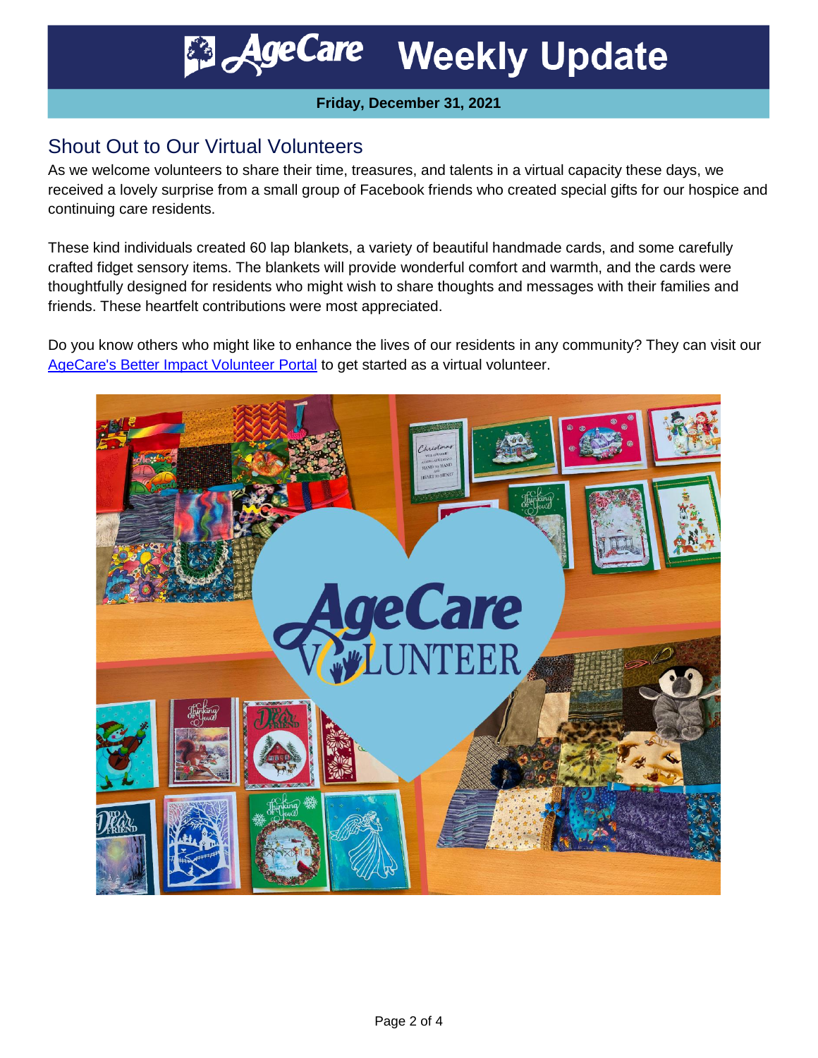# AgeCare Weekly Update

**Friday, December 31, 2021**

## Shout Out to Our Virtual Volunteers

As we welcome volunteers to share their time, treasures, and talents in a virtual capacity these days, we received a lovely surprise from a small group of Facebook friends who created special gifts for our hospice and continuing care residents.

These kind individuals created 60 lap blankets, a variety of beautiful handmade cards, and some carefully crafted fidget sensory items. The blankets will provide wonderful comfort and warmth, and the cards were thoughtfully designed for residents who might wish to share thoughts and messages with their families and friends. These heartfelt contributions were most appreciated.

Do you know others who might like to enhance the lives of our residents in any community? They can visit our AgeCare's Better Impact Volunteer Portal to get started as a virtual volunteer.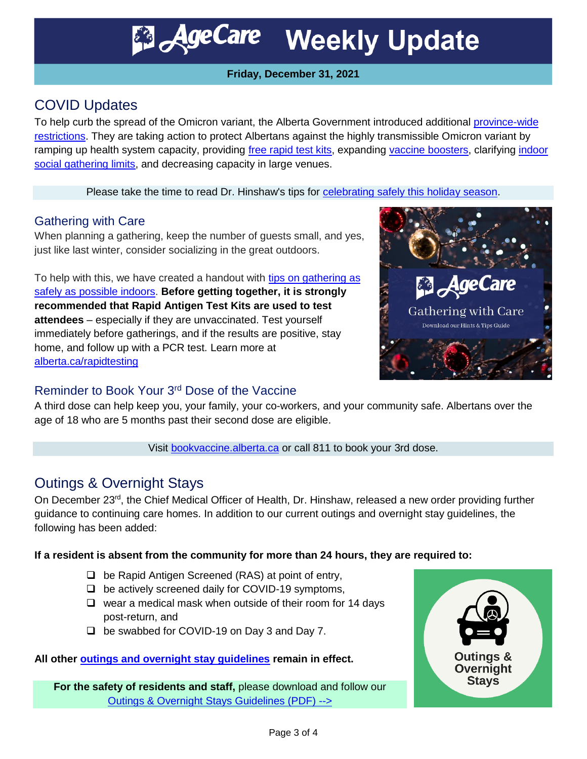# AgeCare Weekly Update

**Friday, December 31, 2021**

## COVID Updates

To help curb the spread of the Omicron variant, the Alberta Government introduced additional province-wide restrictions. They are taking action to protect Albertans against the highly transmissible Omicron variant by ramping up health system capacity, providing free rapid test kits, expanding vaccine boosters, clarifying indoor social gathering limits, and decreasing capacity in large venues.

Please take the time to read Dr. Hinshaw's tips for celebrating safely this holiday season.

### Gathering with Care

When planning a gathering, keep the number of guests small, and yes, just like last winter, consider socializing in the great outdoors.

To help with this, we have created a handout with tips on gathering as safely as possible indoors. **Before getting together, it is strongly recommended that Rapid Antigen Test Kits are used to test attendees** – especially if they are unvaccinated. Test yourself immediately before gatherings, and if the results are positive, stay home, and follow up with a PCR test. Learn more at alberta.ca/rapidtesting

AgeCare Gathering with Care

Download our Hints & Tips Guide

### Reminder to Book Your 3rd Dose of the Vaccine

A third dose can help keep you, your family, your co-workers, and your community safe. Albertans over the age of 18 who are 5 months past their second dose are eligible.

Visit bookvaccine.alberta.ca or call 811 to book your 3rd dose.

## Outings & Overnight Stays

On December 23rd, the Chief Medical Officer of Health, Dr. Hinshaw, released a new order providing further guidance to continuing care homes. In addition to our current outings and overnight stay guidelines, the following has been added:

**If a resident is absent from the community for more than 24 hours, they are required to:**

- be Rapid Antigen Screened (RAS) at point of entry,
- be actively screened daily for COVID-19 symptoms,
- wear a medical mask when outside of their room for 14 days post-return, and
- be swabbed for COVID-19 on Day 3 and Day 7.

**All other outings and overnight stay guidelines remain in effect.**

**For the safety of residents and staff,** please download and follow our Outings & Overnight Stays Guidelines (PDF) -->

Outings & Overnight Stays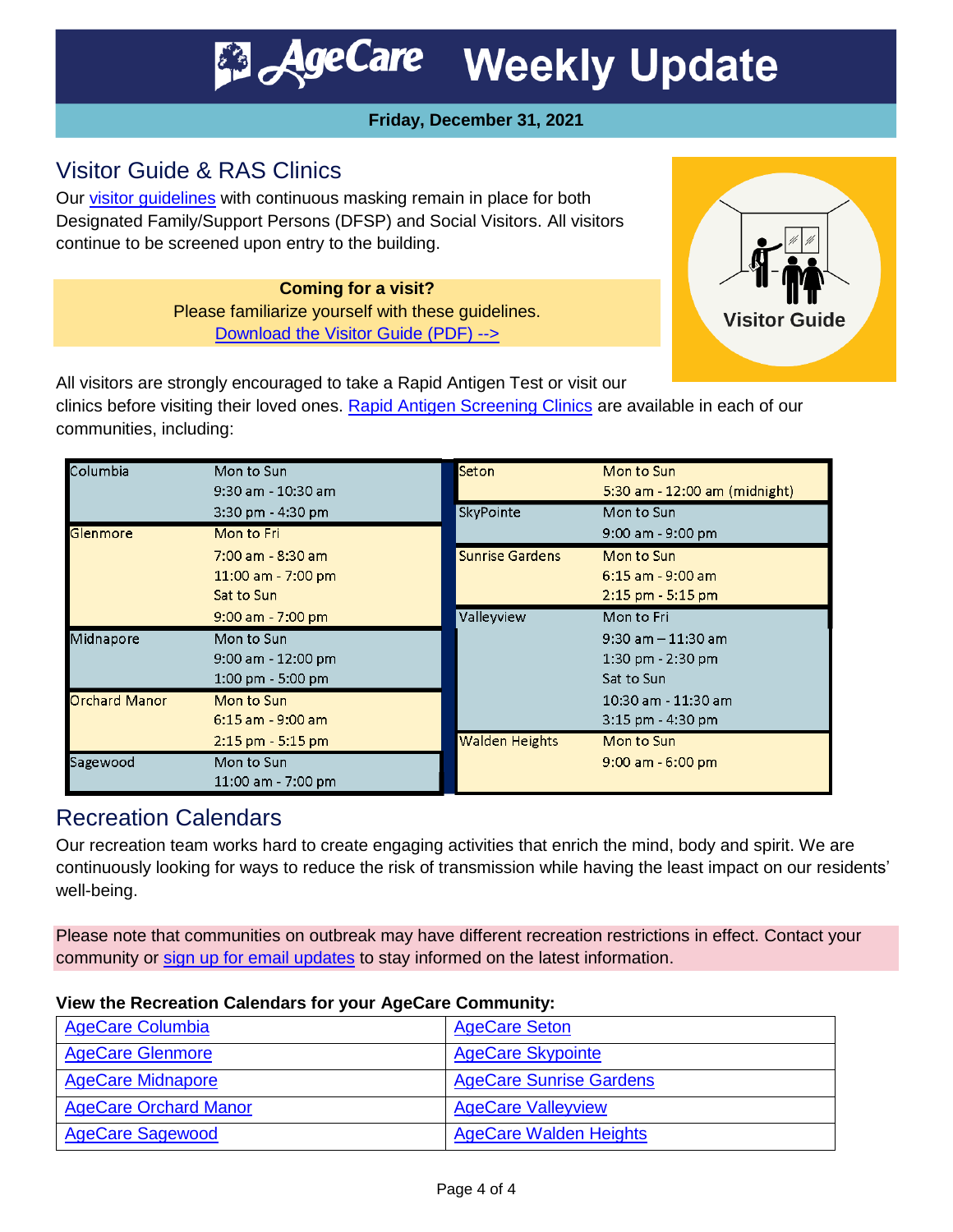# AgeCare Weekly Update

**Friday, December 31, 2021**

## Visitor Guide & RAS Clinics

Our visitor guidelines with continuous masking remain in place for both Designated Family/Support Persons (DFSP) and Social Visitors. All visitors continue to be screened upon entry to the building.

**Coming for a visit?**
Please familiarize yourself with these guidelines.
Download the Visitor Guide (PDF) -->

Visitor Guide

All visitors are strongly encouraged to take a Rapid Antigen Test or visit our clinics before visiting their loved ones. Rapid Antigen Screening Clinics are available in each of our communities, including:

| | | | |
|---|---|---|---|
| Columbia | Mon to Sun<br>9:30 am - 10:30 am<br>3:30 pm - 4:30 pm | Seton | Mon to Sun<br>5:30 am - 12:00 am (midnight) |
| Glenmore | Mon to Fri<br>7:00 am - 8:30 am<br>11:00 am - 7:00 pm<br>Sat to Sun<br>9:00 am - 7:00 pm | SkyPointe | Mon to Sun<br>9:00 am - 9:00 pm |
| | | Sunrise Gardens | Mon to Sun<br>6:15 am - 9:00 am<br>2:15 pm - 5:15 pm |
| Midnapore | Mon to Sun<br>9:00 am - 12:00 pm<br>1:00 pm - 5:00 pm | Valleyview | Mon to Fri<br>9:30 am – 11:30 am<br>1:30 pm - 2:30 pm<br>Sat to Sun<br>10:30 am - 11:30 am<br>3:15 pm - 4:30 pm |
| Orchard Manor | Mon to Sun<br>6:15 am - 9:00 am<br>2:15 pm - 5:15 pm | Walden Heights | Mon to Sun<br>9:00 am - 6:00 pm |
| Sagewood | Mon to Sun<br>11:00 am - 7:00 pm | | |

## Recreation Calendars

Our recreation team works hard to create engaging activities that enrich the mind, body and spirit. We are continuously looking for ways to reduce the risk of transmission while having the least impact on our residents' well-being.

Please note that communities on outbreak may have different recreation restrictions in effect. Contact your community or sign up for email updates to stay informed on the latest information.

**View the Recreation Calendars for your AgeCare Community:**

| | |
|---|---|
| AgeCare Columbia | AgeCare Seton |
| AgeCare Glenmore | AgeCare Skypointe |
| AgeCare Midnapore | AgeCare Sunrise Gardens |
| AgeCare Orchard Manor | AgeCare Valleyview |
| AgeCare Sagewood | AgeCare Walden Heights |